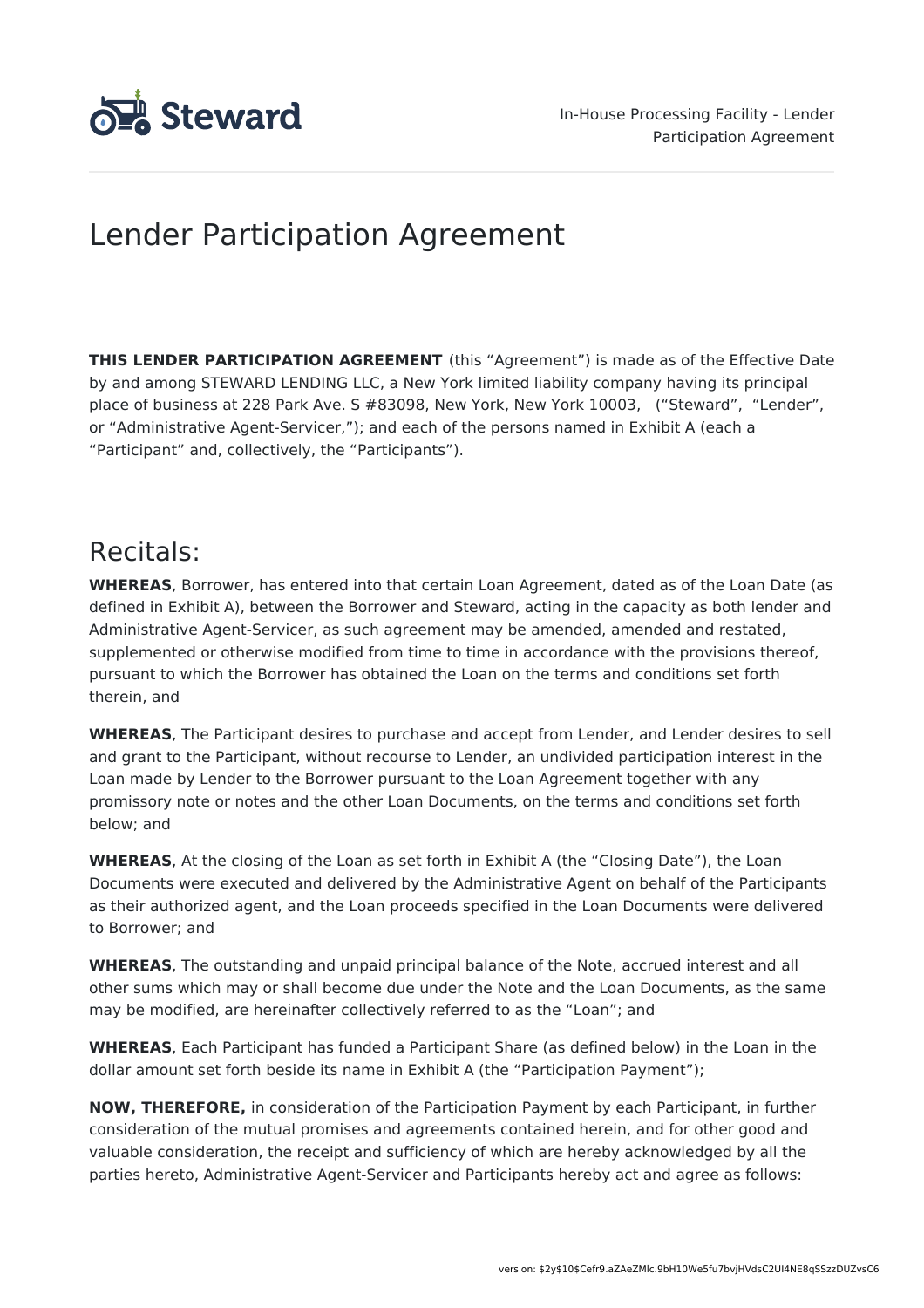# Lender Participation Agreement

**THIS LENDER PARTICIPATION AGREEMENT** (this "Agreement") is made as of the Effective Date by and among STEWARD LENDING LLC, a New York limited liability company having its principal place of business at 228 Park Ave. S #83098, New York, New York 10003, ("Steward", "Lender", or "Administrative Agent-Servicer,"); and each of the persons named in Exhibit A (each a "Participant" and, collectively, the "Participants").

## Recitals:

**WHEREAS**, Borrower, has entered into that certain Loan Agreement, dated as of the Loan Date (as defined in Exhibit A), between the Borrower and Steward, acting in the capacity as both lender and Administrative Agent-Servicer, as such agreement may be amended, amended and restated, supplemented or otherwise modified from time to time in accordance with the provisions thereof, pursuant to which the Borrower has obtained the Loan on the terms and conditions set forth therein, and

**WHEREAS**, The Participant desires to purchase and accept from Lender, and Lender desires to sell and grant to the Participant, without recourse to Lender, an undivided participation interest in the Loan made by Lender to the Borrower pursuant to the Loan Agreement together with any promissory note or notes and the other Loan Documents, on the terms and conditions set forth below; and

**WHEREAS**, At the closing of the Loan as set forth in Exhibit A (the "Closing Date"), the Loan Documents were executed and delivered by the Administrative Agent on behalf of the Participants as their authorized agent, and the Loan proceeds specified in the Loan Documents were delivered to Borrower; and

**WHEREAS**, The outstanding and unpaid principal balance of the Note, accrued interest and all other sums which may or shall become due under the Note and the Loan Documents, as the same may be modified, are hereinafter collectively referred to as the "Loan"; and

**WHEREAS**, Each Participant has funded a Participant Share (as defined below) in the Loan in the dollar amount set forth beside its name in Exhibit A (the "Participation Payment");

**NOW, THEREFORE,** in consideration of the Participation Payment by each Participant, in further consideration of the mutual promises and agreements contained herein, and for other good and valuable consideration, the receipt and sufficiency of which are hereby acknowledged by all the parties hereto, Administrative Agent-Servicer and Participants hereby act and agree as follows: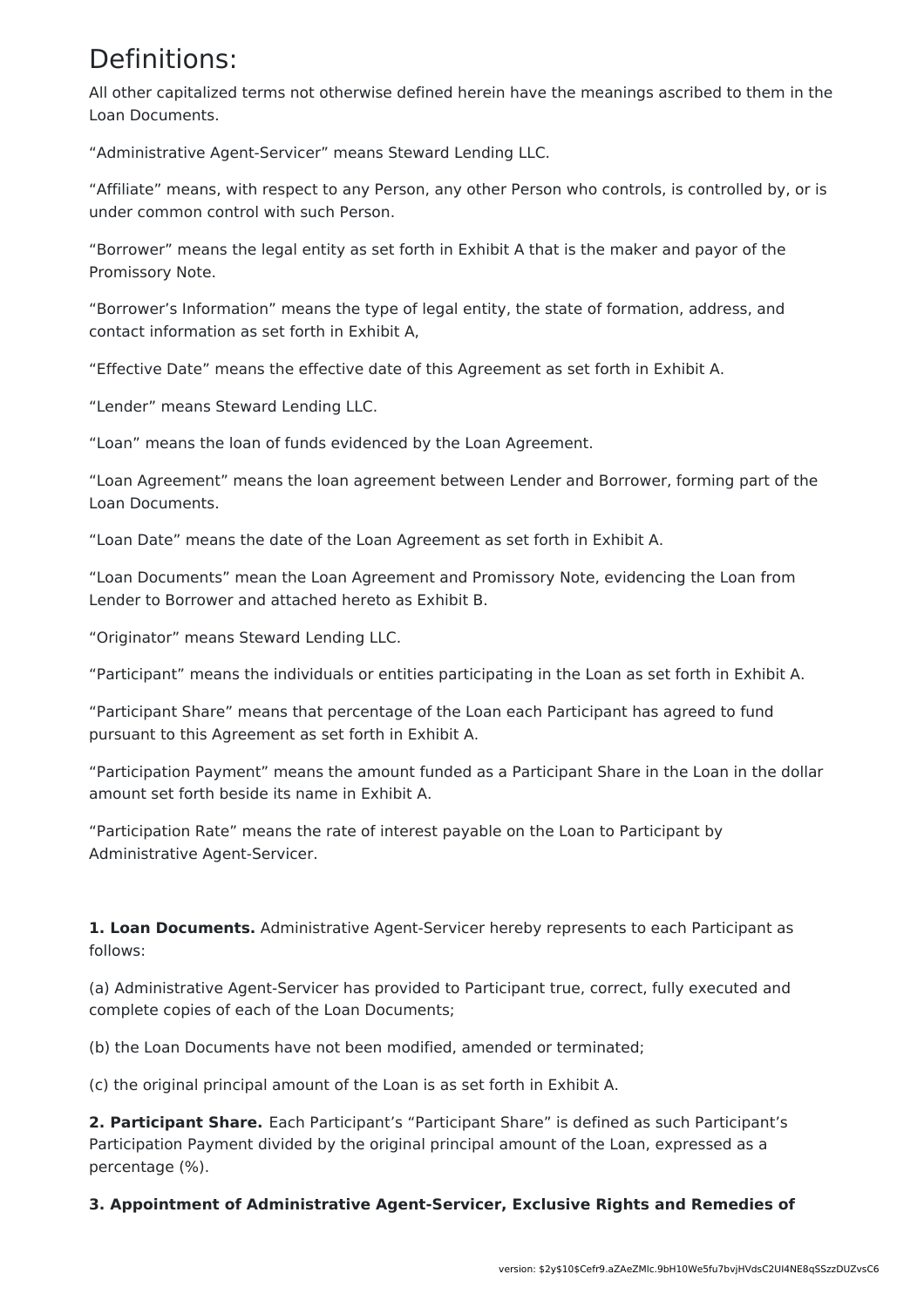# Definitions:

All other capitalized terms not otherwise defined herein have the meanings ascribed to them in the Loan Documents.

“Administrative Agent-Servicer” means Steward Lending LLC.

“Affiliate” means, with respect to any Person, any other Person who controls, is controlled by, or is under common control with such Person.

“Borrower” means the legal entity as set forth in Exhibit A that is the maker and payor of the Promissory Note.

“Borrower’s Information” means the type of legal entity, the state of formation, address, and contact information as set forth in Exhibit A,

“Effective Date” means the effective date of this Agreement as set forth in Exhibit A.

“Lender” means Steward Lending LLC.

“Loan” means the loan of funds evidenced by the Loan Agreement.

“Loan Agreement” means the loan agreement between Lender and Borrower, forming part of the Loan Documents.

“Loan Date” means the date of the Loan Agreement as set forth in Exhibit A.

“Loan Documents” mean the Loan Agreement and Promissory Note, evidencing the Loan from Lender to Borrower and attached hereto as Exhibit B.

“Originator” means Steward Lending LLC.

“Participant” means the individuals or entities participating in the Loan as set forth in Exhibit A.

“Participant Share” means that percentage of the Loan each Participant has agreed to fund pursuant to this Agreement as set forth in Exhibit A.

“Participation Payment” means the amount funded as a Participant Share in the Loan in the dollar amount set forth beside its name in Exhibit A.

“Participation Rate” means the rate of interest payable on the Loan to Participant by Administrative Agent-Servicer.

**1. Loan Documents.** Administrative Agent-Servicer hereby represents to each Participant as follows:

(a) Administrative Agent-Servicer has provided to Participant true, correct, fully executed and complete copies of each of the Loan Documents;

(b) the Loan Documents have not been modified, amended or terminated;

(c) the original principal amount of the Loan is as set forth in Exhibit A.

**2. Participant Share.** Each Participant’s “Participant Share” is defined as such Participant’s Participation Payment divided by the original principal amount of the Loan, expressed as a percentage (%).

**3. Appointment of Administrative Agent-Servicer, Exclusive Rights and Remedies of**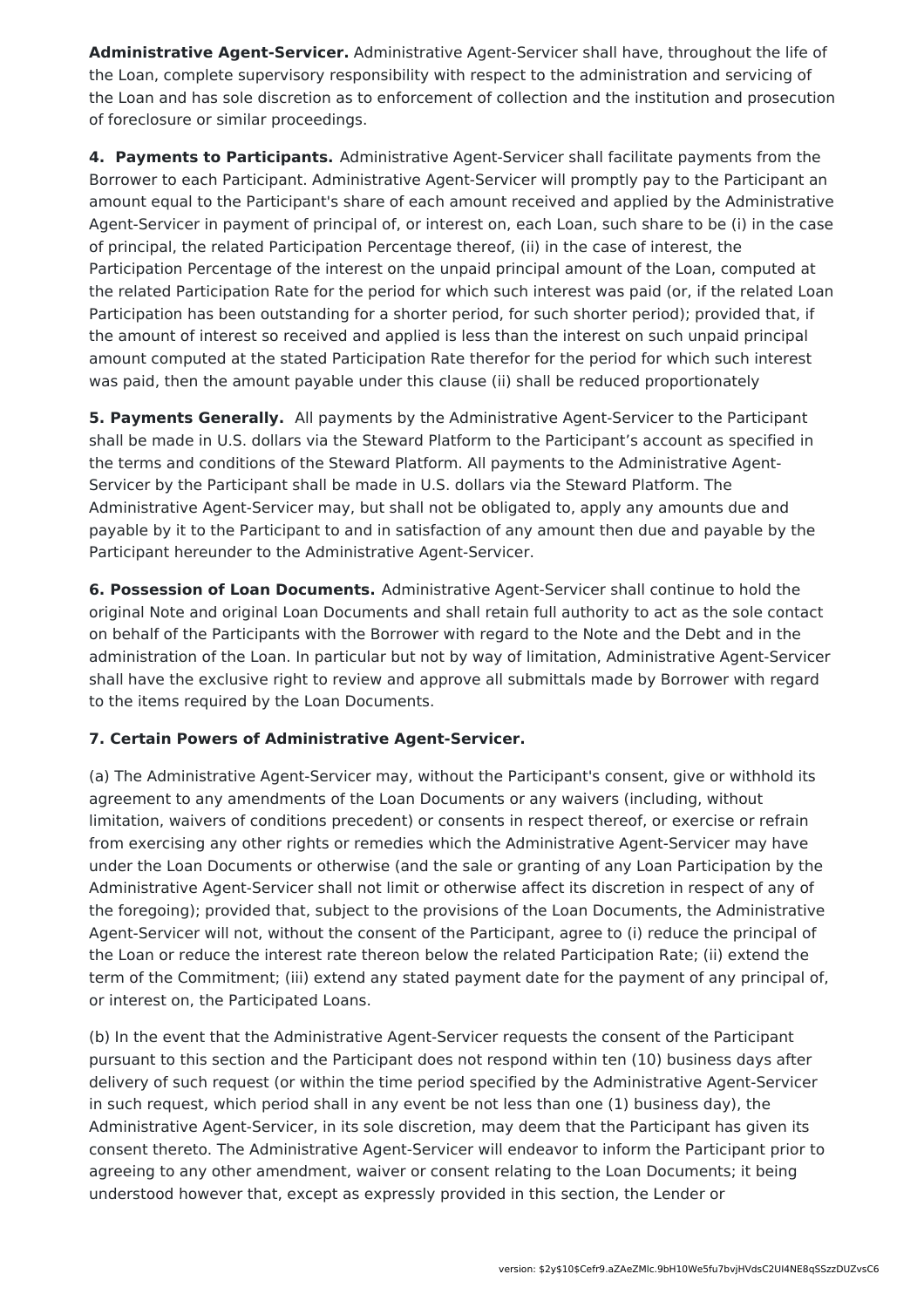**Administrative Agent-Servicer.** Administrative Agent-Servicer shall have, throughout the life of the Loan, complete supervisory responsibility with respect to the administration and servicing of the Loan and has sole discretion as to enforcement of collection and the institution and prosecution of foreclosure or similar proceedings.

**4. Payments to Participants.** Administrative Agent-Servicer shall facilitate payments from the Borrower to each Participant. Administrative Agent-Servicer will promptly pay to the Participant an amount equal to the Participant's share of each amount received and applied by the Administrative Agent-Servicer in payment of principal of, or interest on, each Loan, such share to be (i) in the case of principal, the related Participation Percentage thereof, (ii) in the case of interest, the Participation Percentage of the interest on the unpaid principal amount of the Loan, computed at the related Participation Rate for the period for which such interest was paid (or, if the related Loan Participation has been outstanding for a shorter period, for such shorter period); provided that, if the amount of interest so received and applied is less than the interest on such unpaid principal amount computed at the stated Participation Rate therefor for the period for which such interest was paid, then the amount payable under this clause (ii) shall be reduced proportionately

**5. Payments Generally.** All payments by the Administrative Agent-Servicer to the Participant shall be made in U.S. dollars via the Steward Platform to the Participant's account as specified in the terms and conditions of the Steward Platform. All payments to the Administrative Agent-Servicer by the Participant shall be made in U.S. dollars via the Steward Platform. The Administrative Agent-Servicer may, but shall not be obligated to, apply any amounts due and payable by it to the Participant to and in satisfaction of any amount then due and payable by the Participant hereunder to the Administrative Agent-Servicer.

**6. Possession of Loan Documents.** Administrative Agent-Servicer shall continue to hold the original Note and original Loan Documents and shall retain full authority to act as the sole contact on behalf of the Participants with the Borrower with regard to the Note and the Debt and in the administration of the Loan. In particular but not by way of limitation, Administrative Agent-Servicer shall have the exclusive right to review and approve all submittals made by Borrower with regard to the items required by the Loan Documents.

**7. Certain Powers of Administrative Agent-Servicer.**

(a) The Administrative Agent-Servicer may, without the Participant's consent, give or withhold its agreement to any amendments of the Loan Documents or any waivers (including, without limitation, waivers of conditions precedent) or consents in respect thereof, or exercise or refrain from exercising any other rights or remedies which the Administrative Agent-Servicer may have under the Loan Documents or otherwise (and the sale or granting of any Loan Participation by the Administrative Agent-Servicer shall not limit or otherwise affect its discretion in respect of any of the foregoing); provided that, subject to the provisions of the Loan Documents, the Administrative Agent-Servicer will not, without the consent of the Participant, agree to (i) reduce the principal of the Loan or reduce the interest rate thereon below the related Participation Rate; (ii) extend the term of the Commitment; (iii) extend any stated payment date for the payment of any principal of, or interest on, the Participated Loans.

(b) In the event that the Administrative Agent-Servicer requests the consent of the Participant pursuant to this section and the Participant does not respond within ten (10) business days after delivery of such request (or within the time period specified by the Administrative Agent-Servicer in such request, which period shall in any event be not less than one (1) business day), the Administrative Agent-Servicer, in its sole discretion, may deem that the Participant has given its consent thereto. The Administrative Agent-Servicer will endeavor to inform the Participant prior to agreeing to any other amendment, waiver or consent relating to the Loan Documents; it being understood however that, except as expressly provided in this section, the Lender or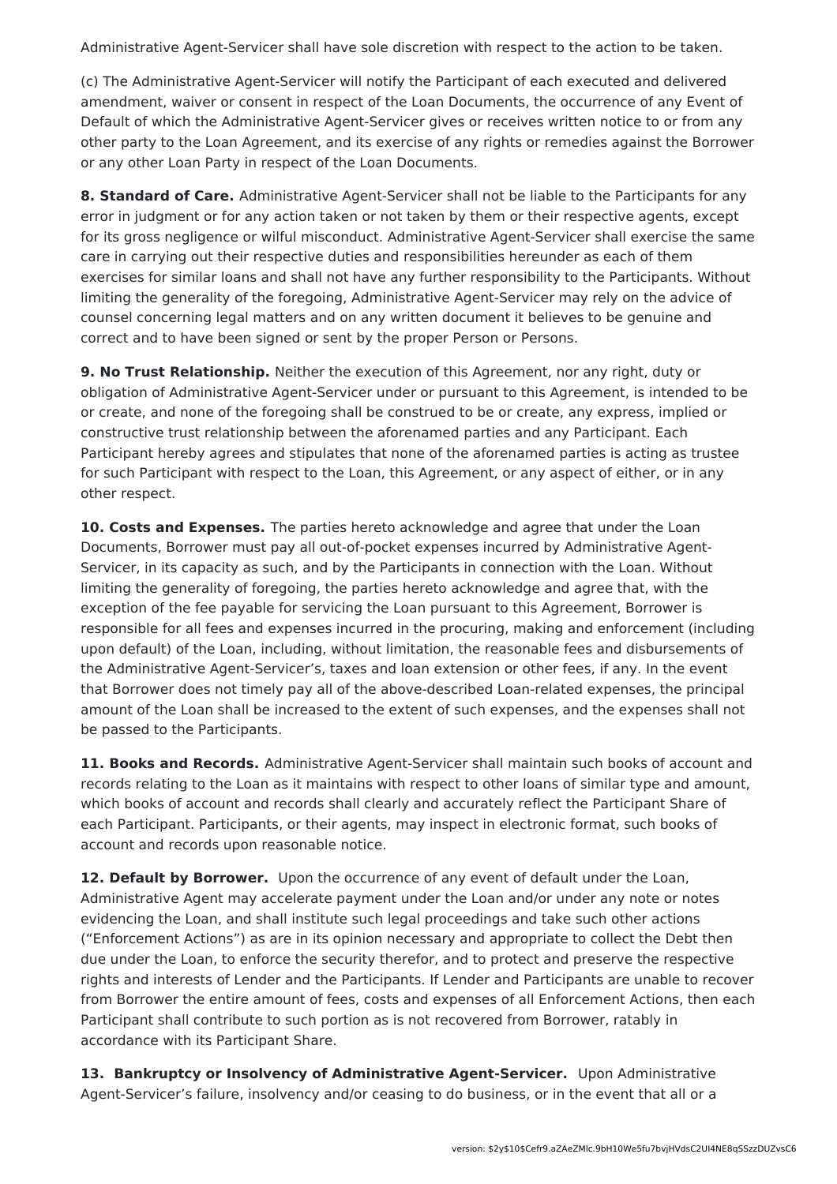Administrative Agent-Servicer shall have sole discretion with respect to the action to be taken.

(c) The Administrative Agent-Servicer will notify the Participant of each executed and delivered amendment, waiver or consent in respect of the Loan Documents, the occurrence of any Event of Default of which the Administrative Agent-Servicer gives or receives written notice to or from any other party to the Loan Agreement, and its exercise of any rights or remedies against the Borrower or any other Loan Party in respect of the Loan Documents.

**8. Standard of Care.** Administrative Agent-Servicer shall not be liable to the Participants for any error in judgment or for any action taken or not taken by them or their respective agents, except for its gross negligence or wilful misconduct. Administrative Agent-Servicer shall exercise the same care in carrying out their respective duties and responsibilities hereunder as each of them exercises for similar loans and shall not have any further responsibility to the Participants. Without limiting the generality of the foregoing, Administrative Agent-Servicer may rely on the advice of counsel concerning legal matters and on any written document it believes to be genuine and correct and to have been signed or sent by the proper Person or Persons.

**9. No Trust Relationship.** Neither the execution of this Agreement, nor any right, duty or obligation of Administrative Agent-Servicer under or pursuant to this Agreement, is intended to be or create, and none of the foregoing shall be construed to be or create, any express, implied or constructive trust relationship between the aforenamed parties and any Participant. Each Participant hereby agrees and stipulates that none of the aforenamed parties is acting as trustee for such Participant with respect to the Loan, this Agreement, or any aspect of either, or in any other respect.

**10. Costs and Expenses.** The parties hereto acknowledge and agree that under the Loan Documents, Borrower must pay all out-of-pocket expenses incurred by Administrative Agent-Servicer, in its capacity as such, and by the Participants in connection with the Loan. Without limiting the generality of foregoing, the parties hereto acknowledge and agree that, with the exception of the fee payable for servicing the Loan pursuant to this Agreement, Borrower is responsible for all fees and expenses incurred in the procuring, making and enforcement (including upon default) of the Loan, including, without limitation, the reasonable fees and disbursements of the Administrative Agent-Servicer's, taxes and loan extension or other fees, if any. In the event that Borrower does not timely pay all of the above-described Loan-related expenses, the principal amount of the Loan shall be increased to the extent of such expenses, and the expenses shall not be passed to the Participants.

**11. Books and Records.** Administrative Agent-Servicer shall maintain such books of account and records relating to the Loan as it maintains with respect to other loans of similar type and amount, which books of account and records shall clearly and accurately reflect the Participant Share of each Participant. Participants, or their agents, may inspect in electronic format, such books of account and records upon reasonable notice.

**12. Default by Borrower.** Upon the occurrence of any event of default under the Loan, Administrative Agent may accelerate payment under the Loan and/or under any note or notes evidencing the Loan, and shall institute such legal proceedings and take such other actions ("Enforcement Actions") as are in its opinion necessary and appropriate to collect the Debt then due under the Loan, to enforce the security therefor, and to protect and preserve the respective rights and interests of Lender and the Participants. If Lender and Participants are unable to recover from Borrower the entire amount of fees, costs and expenses of all Enforcement Actions, then each Participant shall contribute to such portion as is not recovered from Borrower, ratably in accordance with its Participant Share.

**13. Bankruptcy or Insolvency of Administrative Agent-Servicer.** Upon Administrative Agent-Servicer's failure, insolvency and/or ceasing to do business, or in the event that all or a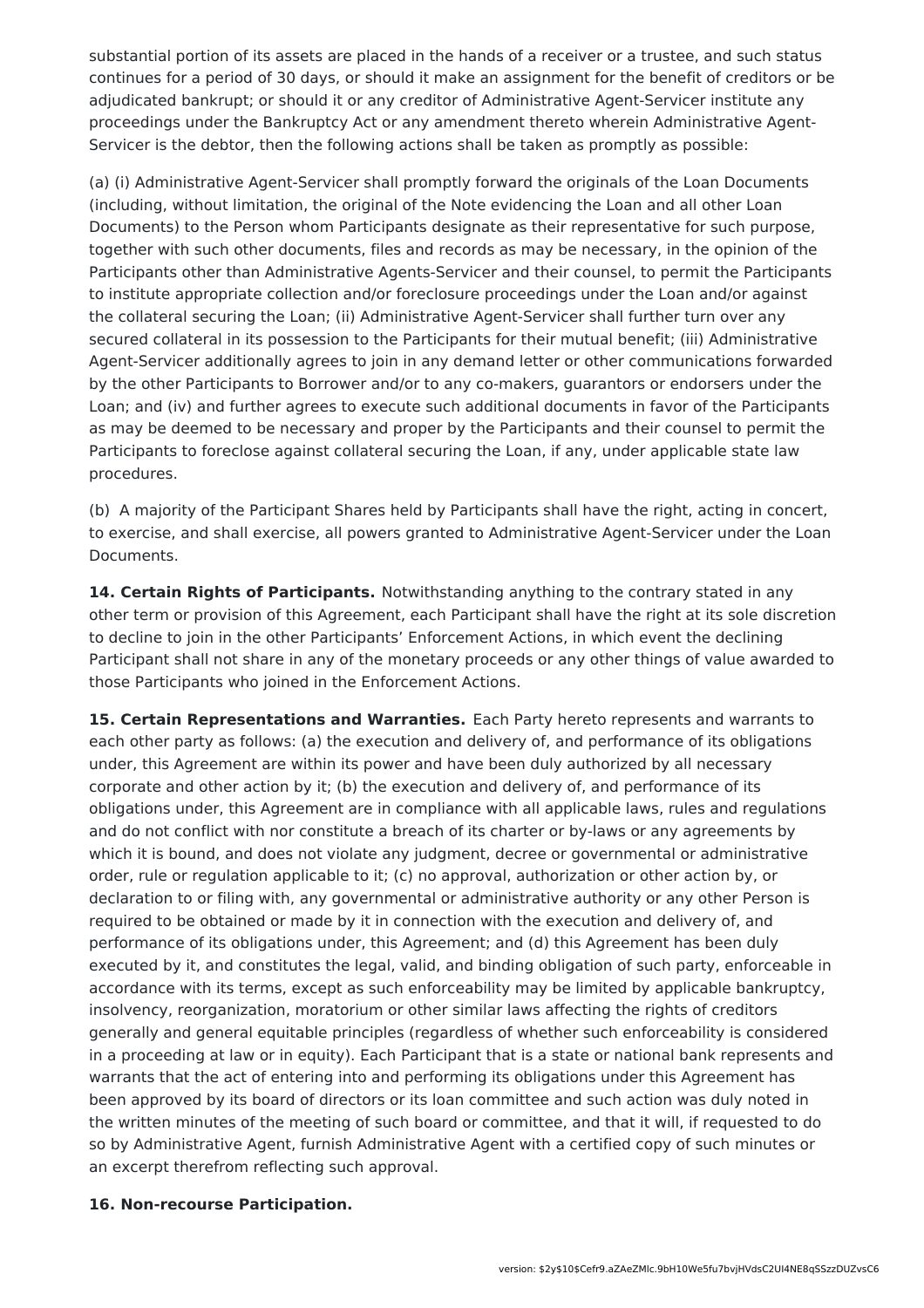substantial portion of its assets are placed in the hands of a receiver or a trustee, and such status continues for a period of 30 days, or should it make an assignment for the benefit of creditors or be adjudicated bankrupt; or should it or any creditor of Administrative Agent-Servicer institute any proceedings under the Bankruptcy Act or any amendment thereto wherein Administrative Agent-Servicer is the debtor, then the following actions shall be taken as promptly as possible:

(a) (i) Administrative Agent-Servicer shall promptly forward the originals of the Loan Documents (including, without limitation, the original of the Note evidencing the Loan and all other Loan Documents) to the Person whom Participants designate as their representative for such purpose, together with such other documents, files and records as may be necessary, in the opinion of the Participants other than Administrative Agents-Servicer and their counsel, to permit the Participants to institute appropriate collection and/or foreclosure proceedings under the Loan and/or against the collateral securing the Loan; (ii) Administrative Agent-Servicer shall further turn over any secured collateral in its possession to the Participants for their mutual benefit; (iii) Administrative Agent-Servicer additionally agrees to join in any demand letter or other communications forwarded by the other Participants to Borrower and/or to any co-makers, guarantors or endorsers under the Loan; and (iv) and further agrees to execute such additional documents in favor of the Participants as may be deemed to be necessary and proper by the Participants and their counsel to permit the Participants to foreclose against collateral securing the Loan, if any, under applicable state law procedures.

(b) A majority of the Participant Shares held by Participants shall have the right, acting in concert, to exercise, and shall exercise, all powers granted to Administrative Agent-Servicer under the Loan Documents.

**14. Certain Rights of Participants.** Notwithstanding anything to the contrary stated in any other term or provision of this Agreement, each Participant shall have the right at its sole discretion to decline to join in the other Participants' Enforcement Actions, in which event the declining Participant shall not share in any of the monetary proceeds or any other things of value awarded to those Participants who joined in the Enforcement Actions.

**15. Certain Representations and Warranties.** Each Party hereto represents and warrants to each other party as follows: (a) the execution and delivery of, and performance of its obligations under, this Agreement are within its power and have been duly authorized by all necessary corporate and other action by it; (b) the execution and delivery of, and performance of its obligations under, this Agreement are in compliance with all applicable laws, rules and regulations and do not conflict with nor constitute a breach of its charter or by-laws or any agreements by which it is bound, and does not violate any judgment, decree or governmental or administrative order, rule or regulation applicable to it; (c) no approval, authorization or other action by, or declaration to or filing with, any governmental or administrative authority or any other Person is required to be obtained or made by it in connection with the execution and delivery of, and performance of its obligations under, this Agreement; and (d) this Agreement has been duly executed by it, and constitutes the legal, valid, and binding obligation of such party, enforceable in accordance with its terms, except as such enforceability may be limited by applicable bankruptcy, insolvency, reorganization, moratorium or other similar laws affecting the rights of creditors generally and general equitable principles (regardless of whether such enforceability is considered in a proceeding at law or in equity). Each Participant that is a state or national bank represents and warrants that the act of entering into and performing its obligations under this Agreement has been approved by its board of directors or its loan committee and such action was duly noted in the written minutes of the meeting of such board or committee, and that it will, if requested to do so by Administrative Agent, furnish Administrative Agent with a certified copy of such minutes or an excerpt therefrom reflecting such approval.

**16. Non-recourse Participation.**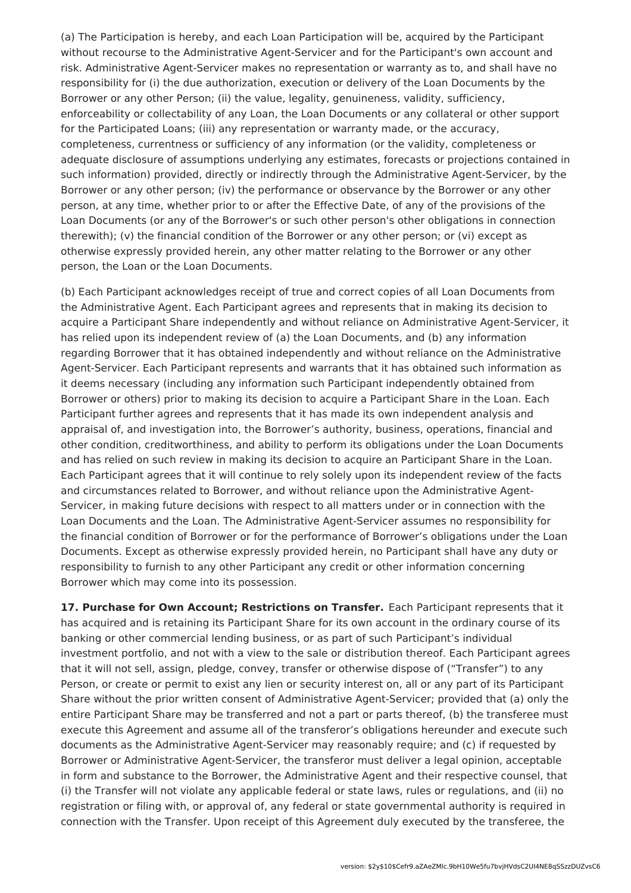(a) The Participation is hereby, and each Loan Participation will be, acquired by the Participant without recourse to the Administrative Agent-Servicer and for the Participant's own account and risk. Administrative Agent-Servicer makes no representation or warranty as to, and shall have no responsibility for (i) the due authorization, execution or delivery of the Loan Documents by the Borrower or any other Person; (ii) the value, legality, genuineness, validity, sufficiency, enforceability or collectability of any Loan, the Loan Documents or any collateral or other support for the Participated Loans; (iii) any representation or warranty made, or the accuracy, completeness, currentness or sufficiency of any information (or the validity, completeness or adequate disclosure of assumptions underlying any estimates, forecasts or projections contained in such information) provided, directly or indirectly through the Administrative Agent-Servicer, by the Borrower or any other person; (iv) the performance or observance by the Borrower or any other person, at any time, whether prior to or after the Effective Date, of any of the provisions of the Loan Documents (or any of the Borrower's or such other person's other obligations in connection therewith); (v) the financial condition of the Borrower or any other person; or (vi) except as otherwise expressly provided herein, any other matter relating to the Borrower or any other person, the Loan or the Loan Documents.

(b) Each Participant acknowledges receipt of true and correct copies of all Loan Documents from the Administrative Agent. Each Participant agrees and represents that in making its decision to acquire a Participant Share independently and without reliance on Administrative Agent-Servicer, it has relied upon its independent review of (a) the Loan Documents, and (b) any information regarding Borrower that it has obtained independently and without reliance on the Administrative Agent-Servicer. Each Participant represents and warrants that it has obtained such information as it deems necessary (including any information such Participant independently obtained from Borrower or others) prior to making its decision to acquire a Participant Share in the Loan. Each Participant further agrees and represents that it has made its own independent analysis and appraisal of, and investigation into, the Borrower's authority, business, operations, financial and other condition, creditworthiness, and ability to perform its obligations under the Loan Documents and has relied on such review in making its decision to acquire an Participant Share in the Loan. Each Participant agrees that it will continue to rely solely upon its independent review of the facts and circumstances related to Borrower, and without reliance upon the Administrative Agent-Servicer, in making future decisions with respect to all matters under or in connection with the Loan Documents and the Loan. The Administrative Agent-Servicer assumes no responsibility for the financial condition of Borrower or for the performance of Borrower's obligations under the Loan Documents. Except as otherwise expressly provided herein, no Participant shall have any duty or responsibility to furnish to any other Participant any credit or other information concerning Borrower which may come into its possession.

**17. Purchase for Own Account; Restrictions on Transfer.** Each Participant represents that it has acquired and is retaining its Participant Share for its own account in the ordinary course of its banking or other commercial lending business, or as part of such Participant's individual investment portfolio, and not with a view to the sale or distribution thereof. Each Participant agrees that it will not sell, assign, pledge, convey, transfer or otherwise dispose of ("Transfer") to any Person, or create or permit to exist any lien or security interest on, all or any part of its Participant Share without the prior written consent of Administrative Agent-Servicer; provided that (a) only the entire Participant Share may be transferred and not a part or parts thereof, (b) the transferee must execute this Agreement and assume all of the transferor's obligations hereunder and execute such documents as the Administrative Agent-Servicer may reasonably require; and (c) if requested by Borrower or Administrative Agent-Servicer, the transferor must deliver a legal opinion, acceptable in form and substance to the Borrower, the Administrative Agent and their respective counsel, that (i) the Transfer will not violate any applicable federal or state laws, rules or regulations, and (ii) no registration or filing with, or approval of, any federal or state governmental authority is required in connection with the Transfer. Upon receipt of this Agreement duly executed by the transferee, the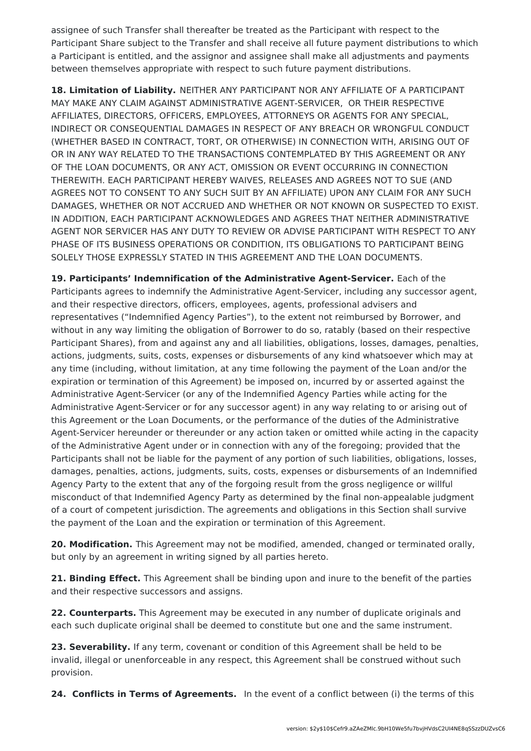assignee of such Transfer shall thereafter be treated as the Participant with respect to the Participant Share subject to the Transfer and shall receive all future payment distributions to which a Participant is entitled, and the assignor and assignee shall make all adjustments and payments between themselves appropriate with respect to such future payment distributions.

**18. Limitation of Liability.** NEITHER ANY PARTICIPANT NOR ANY AFFILIATE OF A PARTICIPANT MAY MAKE ANY CLAIM AGAINST ADMINISTRATIVE AGENT-SERVICER, OR THEIR RESPECTIVE AFFILIATES, DIRECTORS, OFFICERS, EMPLOYEES, ATTORNEYS OR AGENTS FOR ANY SPECIAL, INDIRECT OR CONSEQUENTIAL DAMAGES IN RESPECT OF ANY BREACH OR WRONGFUL CONDUCT (WHETHER BASED IN CONTRACT, TORT, OR OTHERWISE) IN CONNECTION WITH, ARISING OUT OF OR IN ANY WAY RELATED TO THE TRANSACTIONS CONTEMPLATED BY THIS AGREEMENT OR ANY OF THE LOAN DOCUMENTS, OR ANY ACT, OMISSION OR EVENT OCCURRING IN CONNECTION THEREWITH. EACH PARTICIPANT HEREBY WAIVES, RELEASES AND AGREES NOT TO SUE (AND AGREES NOT TO CONSENT TO ANY SUCH SUIT BY AN AFFILIATE) UPON ANY CLAIM FOR ANY SUCH DAMAGES, WHETHER OR NOT ACCRUED AND WHETHER OR NOT KNOWN OR SUSPECTED TO EXIST. IN ADDITION, EACH PARTICIPANT ACKNOWLEDGES AND AGREES THAT NEITHER ADMINISTRATIVE AGENT NOR SERVICER HAS ANY DUTY TO REVIEW OR ADVISE PARTICIPANT WITH RESPECT TO ANY PHASE OF ITS BUSINESS OPERATIONS OR CONDITION, ITS OBLIGATIONS TO PARTICIPANT BEING SOLELY THOSE EXPRESSLY STATED IN THIS AGREEMENT AND THE LOAN DOCUMENTS.

**19. Participants' Indemnification of the Administrative Agent-Servicer.** Each of the Participants agrees to indemnify the Administrative Agent-Servicer, including any successor agent, and their respective directors, officers, employees, agents, professional advisers and representatives ("Indemnified Agency Parties"), to the extent not reimbursed by Borrower, and without in any way limiting the obligation of Borrower to do so, ratably (based on their respective Participant Shares), from and against any and all liabilities, obligations, losses, damages, penalties, actions, judgments, suits, costs, expenses or disbursements of any kind whatsoever which may at any time (including, without limitation, at any time following the payment of the Loan and/or the expiration or termination of this Agreement) be imposed on, incurred by or asserted against the Administrative Agent-Servicer (or any of the Indemnified Agency Parties while acting for the Administrative Agent-Servicer or for any successor agent) in any way relating to or arising out of this Agreement or the Loan Documents, or the performance of the duties of the Administrative Agent-Servicer hereunder or thereunder or any action taken or omitted while acting in the capacity of the Administrative Agent under or in connection with any of the foregoing; provided that the Participants shall not be liable for the payment of any portion of such liabilities, obligations, losses, damages, penalties, actions, judgments, suits, costs, expenses or disbursements of an Indemnified Agency Party to the extent that any of the forgoing result from the gross negligence or willful misconduct of that Indemnified Agency Party as determined by the final non-appealable judgment of a court of competent jurisdiction. The agreements and obligations in this Section shall survive the payment of the Loan and the expiration or termination of this Agreement.

**20. Modification.** This Agreement may not be modified, amended, changed or terminated orally, but only by an agreement in writing signed by all parties hereto.

**21. Binding Effect.** This Agreement shall be binding upon and inure to the benefit of the parties and their respective successors and assigns.

**22. Counterparts.** This Agreement may be executed in any number of duplicate originals and each such duplicate original shall be deemed to constitute but one and the same instrument.

**23. Severability.** If any term, covenant or condition of this Agreement shall be held to be invalid, illegal or unenforceable in any respect, this Agreement shall be construed without such provision.

**24. Conflicts in Terms of Agreements.** In the event of a conflict between (i) the terms of this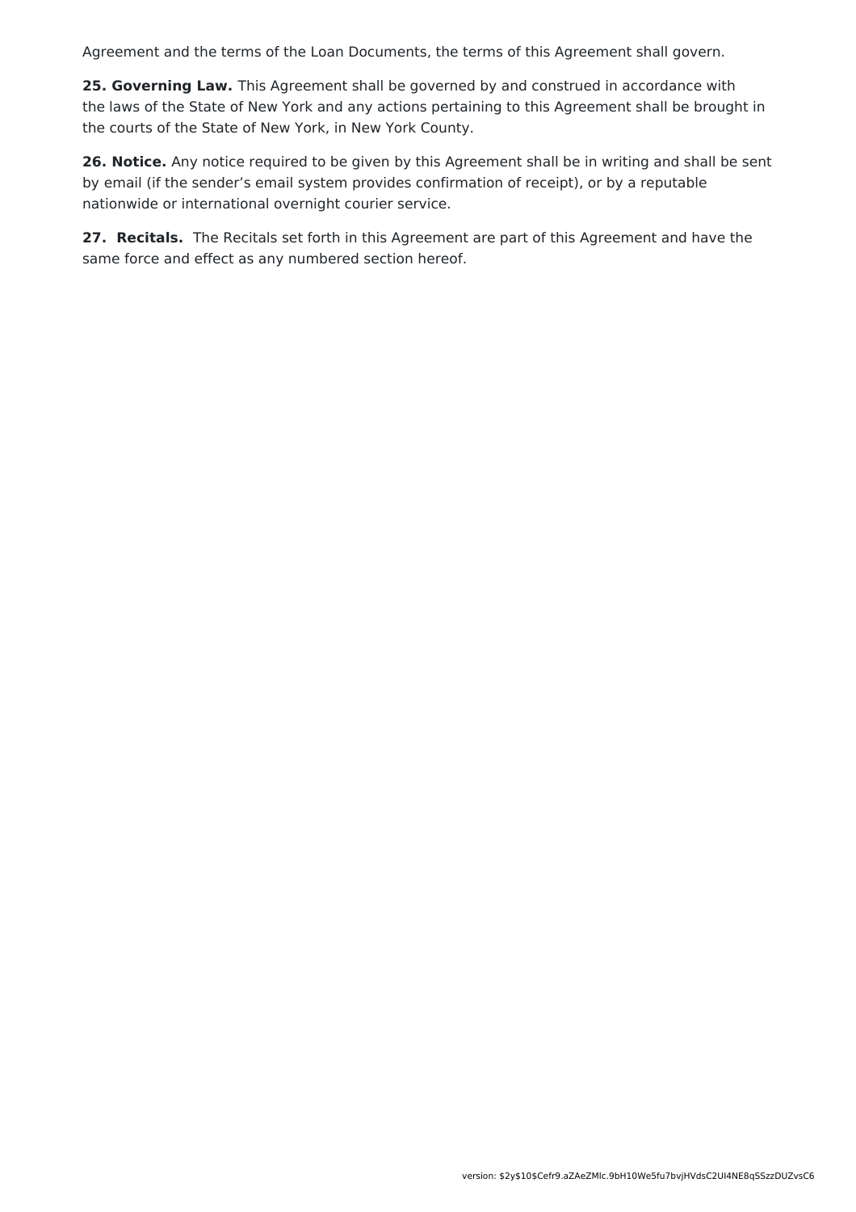Agreement and the terms of the Loan Documents, the terms of this Agreement shall govern.

**25. Governing Law.** This Agreement shall be governed by and construed in accordance with the laws of the State of New York and any actions pertaining to this Agreement shall be brought in the courts of the State of New York, in New York County.

**26. Notice.** Any notice required to be given by this Agreement shall be in writing and shall be sent by email (if the sender's email system provides confirmation of receipt), or by a reputable nationwide or international overnight courier service.

**27. Recitals.** The Recitals set forth in this Agreement are part of this Agreement and have the same force and effect as any numbered section hereof.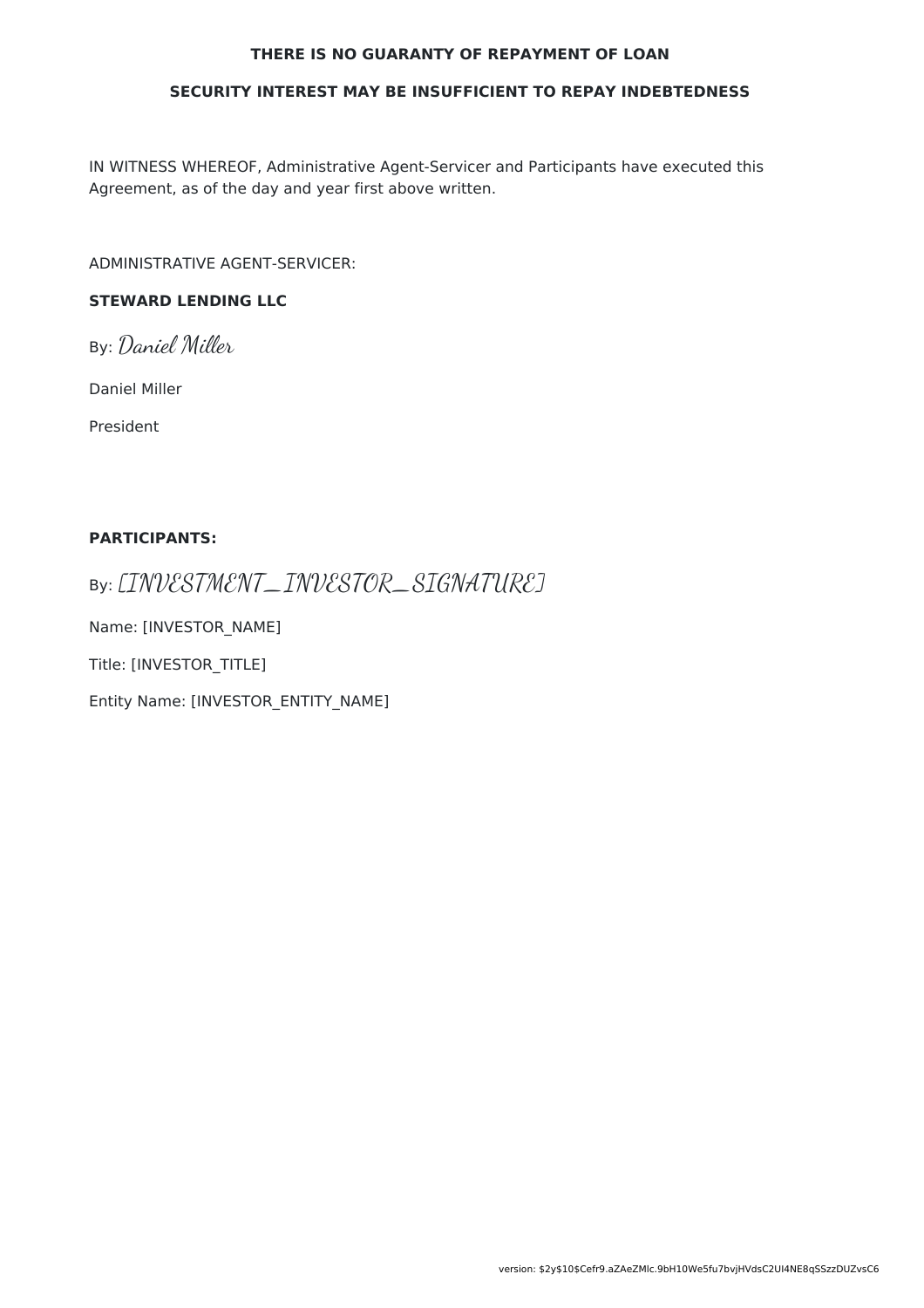**THERE IS NO GUARANTY OF REPAYMENT OF LOAN**

**SECURITY INTEREST MAY BE INSUFFICIENT TO REPAY INDEBTEDNESS**

IN WITNESS WHEREOF, Administrative Agent-Servicer and Participants have executed this Agreement, as of the day and year first above written.

ADMINISTRATIVE AGENT-SERVICER:

**STEWARD LENDING LLC**

By: *Daniel Miller*

Daniel Miller

President

**PARTICIPANTS:**

By: *[INVESTMENT_INVESTOR_SIGNATURE]*

Name: [INVESTOR_NAME]

Title: [INVESTOR_TITLE]

Entity Name: [INVESTOR_ENTITY_NAME]

version: $2y$10$Cefr9.aZAeZMlc.9bH10We5fu7bvjHVdsC2UI4NE8qSSzzDUZvsC6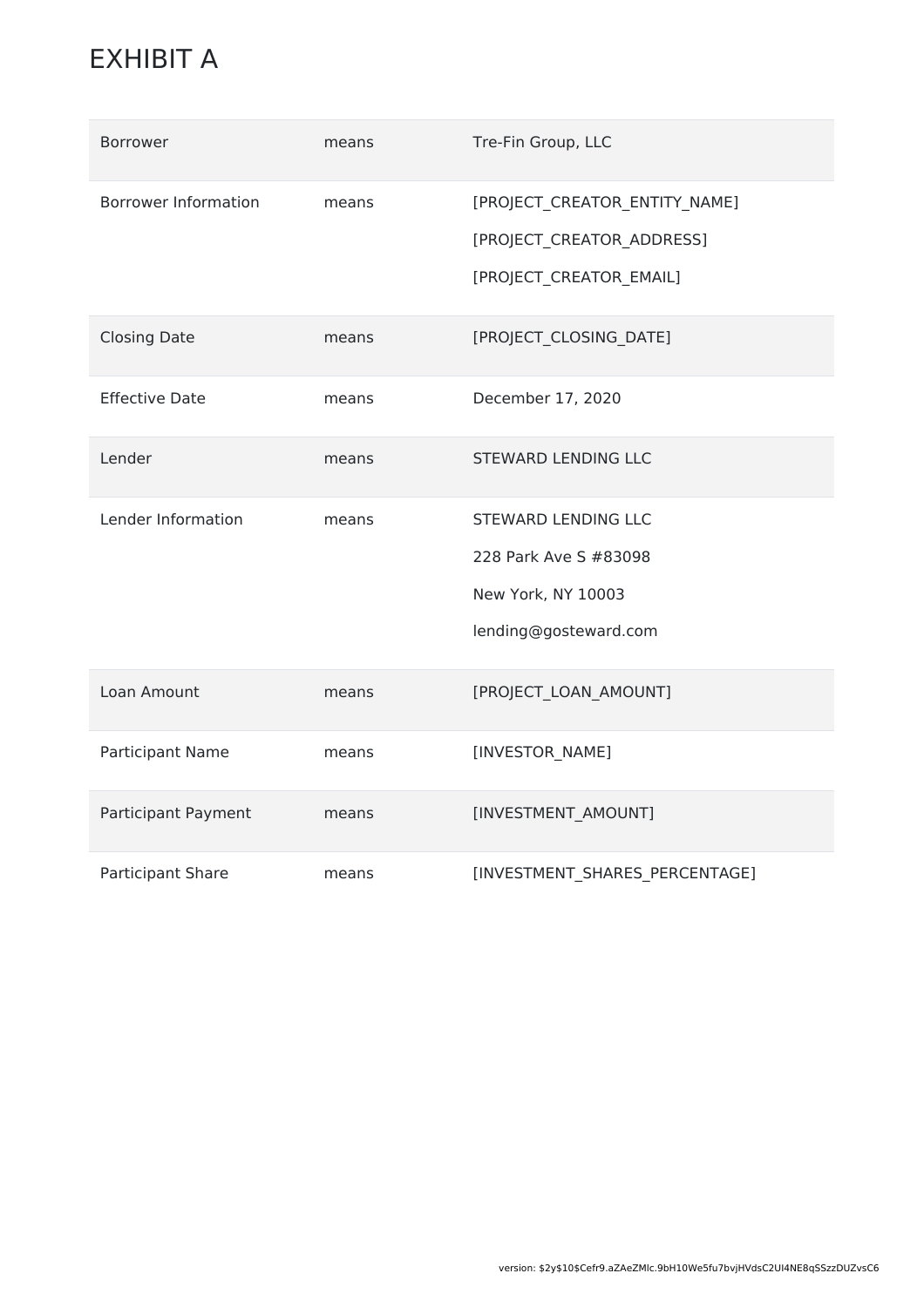# EXHIBIT A

| | | |
|---|---|---|
| Borrower | means | Tre-Fin Group, LLC |
| Borrower Information | means | [PROJECT_CREATOR_ENTITY_NAME]<br>[PROJECT_CREATOR_ADDRESS]<br>[PROJECT_CREATOR_EMAIL] |
| Closing Date | means | [PROJECT_CLOSING_DATE] |
| Effective Date | means | December 17, 2020 |
| Lender | means | STEWARD LENDING LLC |
| Lender Information | means | STEWARD LENDING LLC<br>228 Park Ave S #83098<br>New York, NY 10003<br>lending@gosteward.com |
| Loan Amount | means | [PROJECT_LOAN_AMOUNT] |
| Participant Name | means | [INVESTOR_NAME] |
| Participant Payment | means | [INVESTMENT_AMOUNT] |
| Participant Share | means | [INVESTMENT_SHARES_PERCENTAGE] |

version: $2y$10$Cefr9.aZAeZMlc.9bH10We5fu7bvjHVdsC2UI4NE8qSSzzDUZvsC6